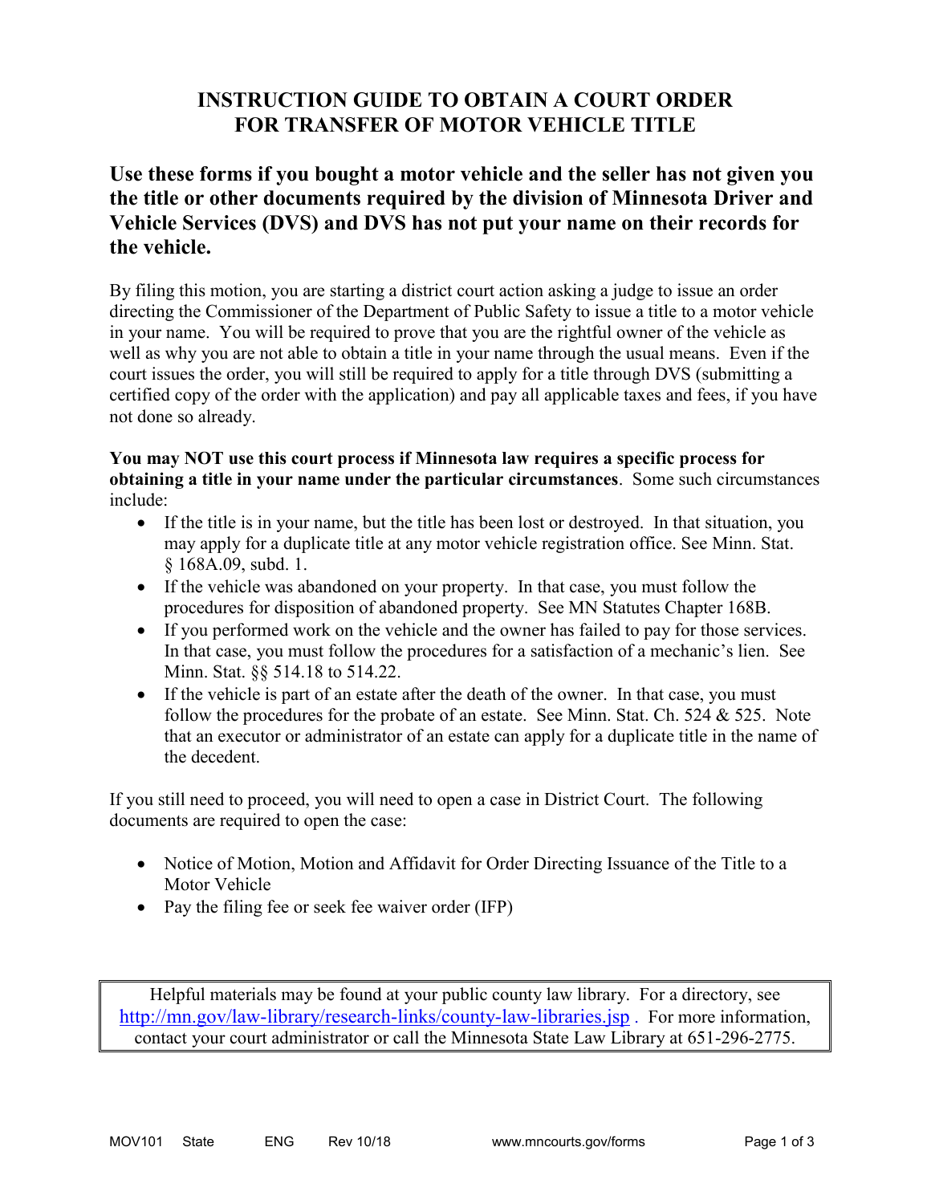# INSTRUCTION GUIDE TO OBTAIN A COURT ORDER FOR TRANSFER OF MOTOR VEHICLE TITLE

## Use these forms if you bought a motor vehicle and the seller has not given you the title or other documents required by the division of Minnesota Driver and Vehicle Services (DVS) and DVS has not put your name on their records for the vehicle.

By filing this motion, you are starting a district court action asking a judge to issue an order directing the Commissioner of the Department of Public Safety to issue a title to a motor vehicle in your name. You will be required to prove that you are the rightful owner of the vehicle as well as why you are not able to obtain a title in your name through the usual means. Even if the court issues the order, you will still be required to apply for a title through DVS (submitting a certified copy of the order with the application) and pay all applicable taxes and fees, if you have not done so already.

**You may NOT use this court process if Minnesota law requires a specific process for obtaining a title in your name under the particular circumstances**. Some such circumstances include:

- If the title is in your name, but the title has been lost or destroyed. In that situation, you may apply for a duplicate title at any motor vehicle registration office. See Minn. Stat. § 168A.09, subd. 1.
- If the vehicle was abandoned on your property. In that case, you must follow the procedures for disposition of abandoned property. See MN Statutes Chapter 168B.
- If you performed work on the vehicle and the owner has failed to pay for those services. In that case, you must follow the procedures for a satisfaction of a mechanic's lien. See Minn. Stat. §§ 514.18 to 514.22.
- If the vehicle is part of an estate after the death of the owner. In that case, you must follow the procedures for the probate of an estate. See Minn. Stat. Ch. 524 & 525. Note that an executor or administrator of an estate can apply for a duplicate title in the name of the decedent.

If you still need to proceed, you will need to open a case in District Court. The following documents are required to open the case:

- Notice of Motion, Motion and Affidavit for Order Directing Issuance of the Title to a Motor Vehicle
- Pay the filing fee or seek fee waiver order (IFP)

Helpful materials may be found at your public county law library. For a directory, see [http://mn.gov/law-library/research-links/county-law-libraries.jsp](http://mn.gov/law-library/research-links/county-law-libraries.jsp) . For more information, contact your court administrator or call the Minnesota State Law Library at 651-296-2775.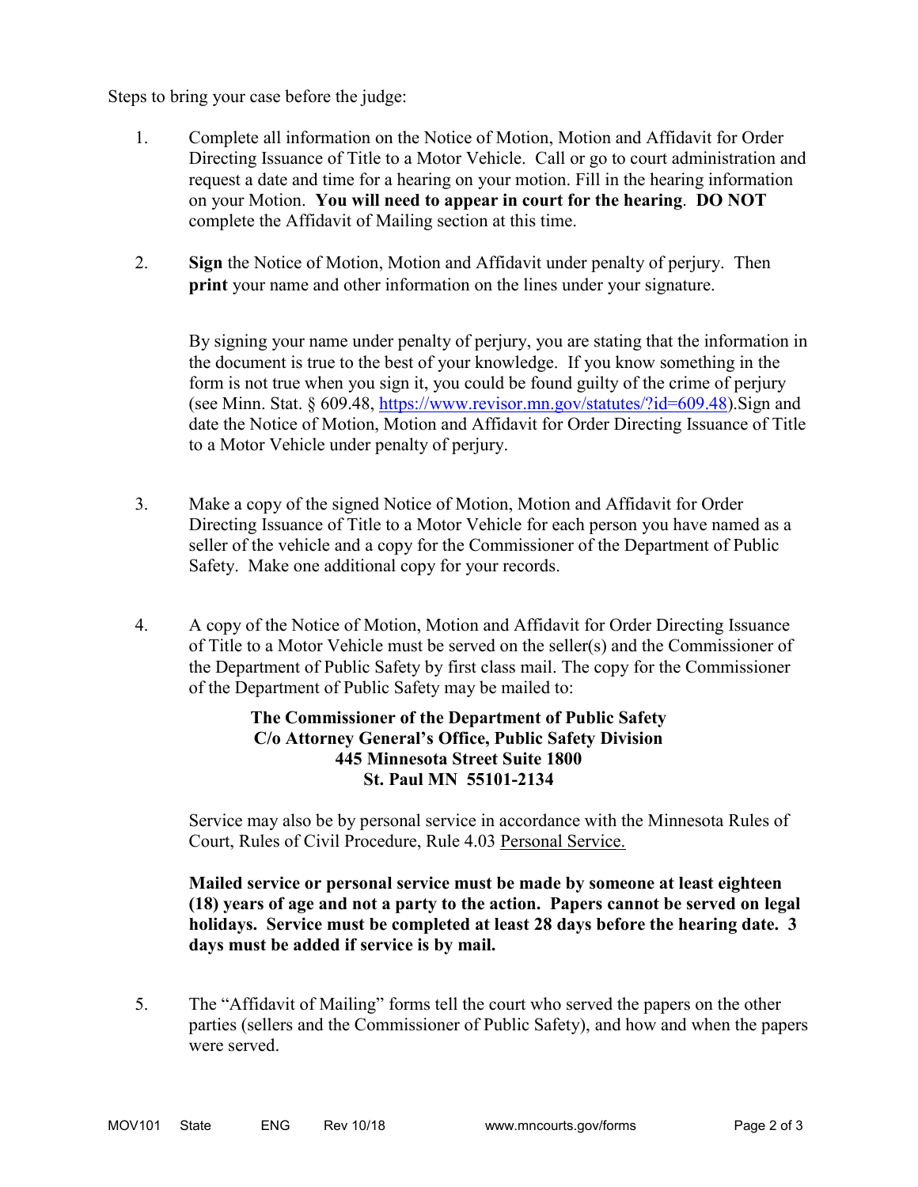Steps to bring your case before the judge:

1. Complete all information on the Notice of Motion, Motion and Affidavit for Order Directing Issuance of Title to a Motor Vehicle. Call or go to court administration and request a date and time for a hearing on your motion. Fill in the hearing information on your Motion. **You will need to appear in court for the hearing**. **DO NOT** complete the Affidavit of Mailing section at this time.

2. **Sign** the Notice of Motion, Motion and Affidavit under penalty of perjury. Then **print** your name and other information on the lines under your signature.

   By signing your name under penalty of perjury, you are stating that the information in the document is true to the best of your knowledge. If you know something in the form is not true when you sign it, you could be found guilty of the crime of perjury (see Minn. Stat. § 609.48, [https://www.revisor.mn.gov/statutes/?id=609.48](https://www.revisor.mn.gov/statutes/?id=609.48)).Sign and date the Notice of Motion, Motion and Affidavit for Order Directing Issuance of Title to a Motor Vehicle under penalty of perjury.

3. Make a copy of the signed Notice of Motion, Motion and Affidavit for Order Directing Issuance of Title to a Motor Vehicle for each person you have named as a seller of the vehicle and a copy for the Commissioner of the Department of Public Safety. Make one additional copy for your records.

4. A copy of the Notice of Motion, Motion and Affidavit for Order Directing Issuance of Title to a Motor Vehicle must be served on the seller(s) and the Commissioner of the Department of Public Safety by first class mail. The copy for the Commissioner of the Department of Public Safety may be mailed to:

   **The Commissioner of the Department of Public Safety**
   **C/o Attorney General's Office, Public Safety Division**
   **445 Minnesota Street Suite 1800**
   **St. Paul MN 55101-2134**

   Service may also be by personal service in accordance with the Minnesota Rules of Court, Rules of Civil Procedure, Rule 4.03 Personal Service.

   **Mailed service or personal service must be made by someone at least eighteen (18) years of age and not a party to the action. Papers cannot be served on legal holidays. Service must be completed at least 28 days before the hearing date. 3 days must be added if service is by mail.**

5. The "Affidavit of Mailing" forms tell the court who served the papers on the other parties (sellers and the Commissioner of Public Safety), and how and when the papers were served.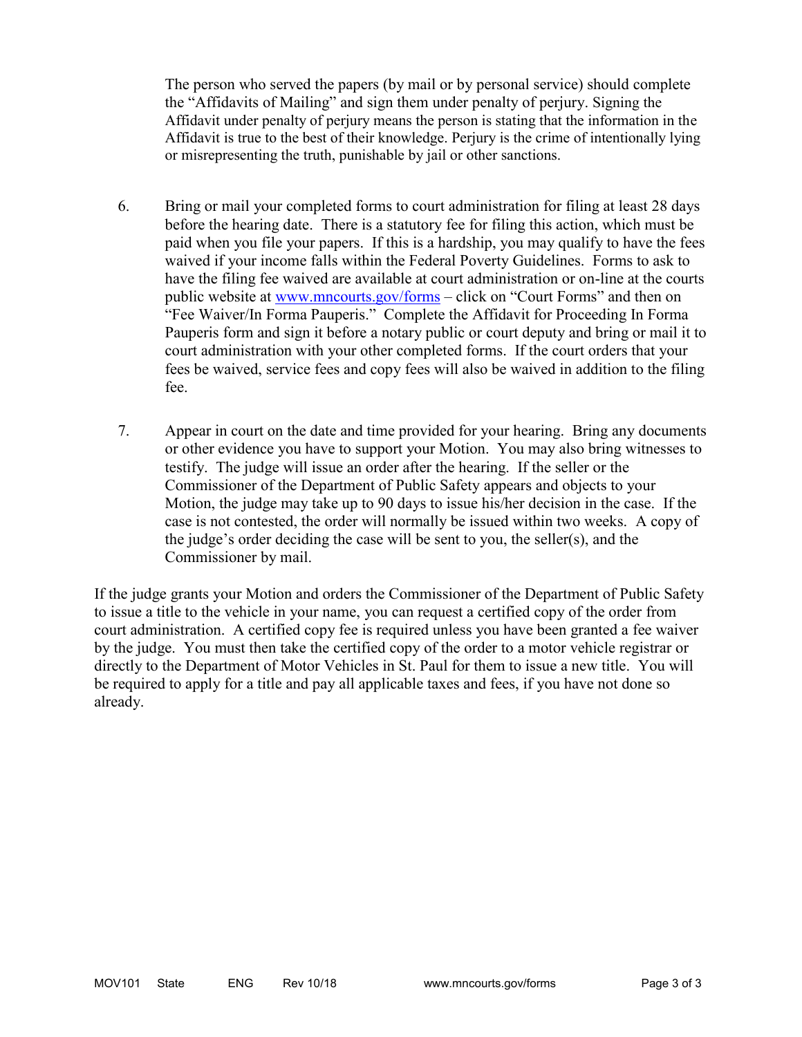The person who served the papers (by mail or by personal service) should complete the "Affidavits of Mailing" and sign them under penalty of perjury. Signing the Affidavit under penalty of perjury means the person is stating that the information in the Affidavit is true to the best of their knowledge. Perjury is the crime of intentionally lying or misrepresenting the truth, punishable by jail or other sanctions.

6. Bring or mail your completed forms to court administration for filing at least 28 days before the hearing date. There is a statutory fee for filing this action, which must be paid when you file your papers. If this is a hardship, you may qualify to have the fees waived if your income falls within the Federal Poverty Guidelines. Forms to ask to have the filing fee waived are available at court administration or on-line at the courts public website at [www.mncourts.gov/forms](www.mncourts.gov/forms) – click on "Court Forms" and then on "Fee Waiver/In Forma Pauperis." Complete the Affidavit for Proceeding In Forma Pauperis form and sign it before a notary public or court deputy and bring or mail it to court administration with your other completed forms. If the court orders that your fees be waived, service fees and copy fees will also be waived in addition to the filing fee.

7. Appear in court on the date and time provided for your hearing. Bring any documents or other evidence you have to support your Motion. You may also bring witnesses to testify. The judge will issue an order after the hearing. If the seller or the Commissioner of the Department of Public Safety appears and objects to your Motion, the judge may take up to 90 days to issue his/her decision in the case. If the case is not contested, the order will normally be issued within two weeks. A copy of the judge's order deciding the case will be sent to you, the seller(s), and the Commissioner by mail.

If the judge grants your Motion and orders the Commissioner of the Department of Public Safety to issue a title to the vehicle in your name, you can request a certified copy of the order from court administration. A certified copy fee is required unless you have been granted a fee waiver by the judge. You must then take the certified copy of the order to a motor vehicle registrar or directly to the Department of Motor Vehicles in St. Paul for them to issue a new title. You will be required to apply for a title and pay all applicable taxes and fees, if you have not done so already.